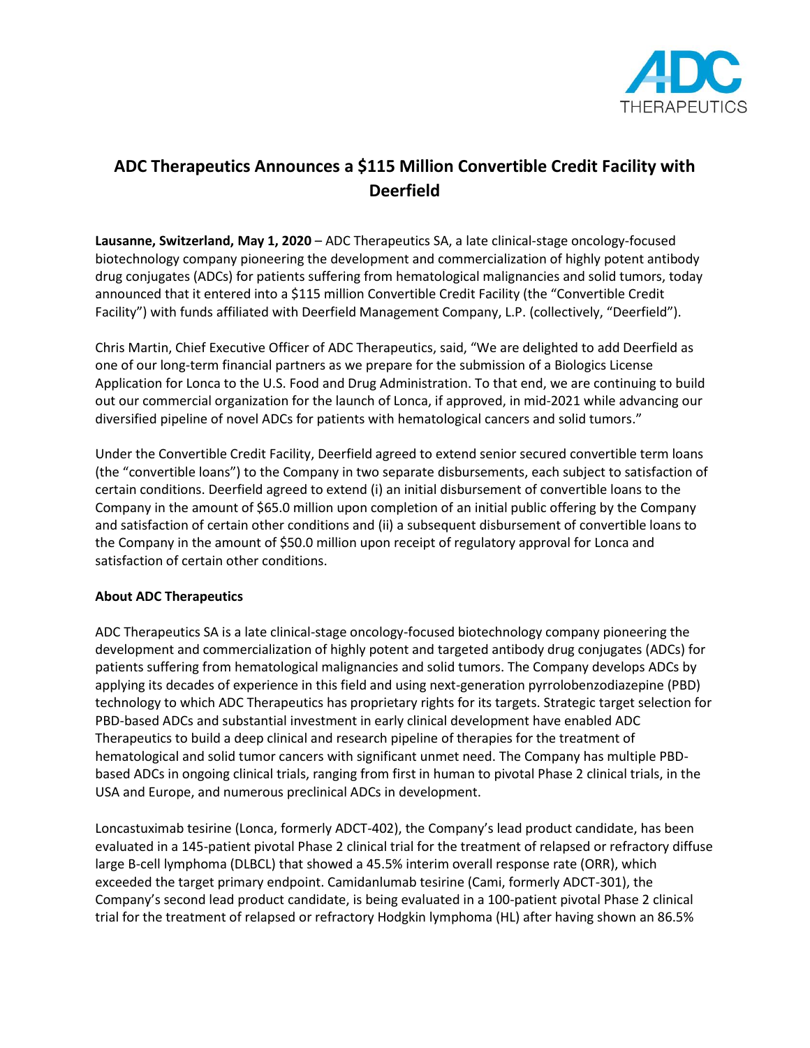# ADC Therapeutics Announces a $115 Million Convertible Credit Facility with Deerfield

**Lausanne, Switzerland, May 1, 2020** – ADC Therapeutics SA, a late clinical-stage oncology-focused biotechnology company pioneering the development and commercialization of highly potent antibody drug conjugates (ADCs) for patients suffering from hematological malignancies and solid tumors, today announced that it entered into a $115 million Convertible Credit Facility (the "Convertible Credit Facility") with funds affiliated with Deerfield Management Company, L.P. (collectively, "Deerfield").

Chris Martin, Chief Executive Officer of ADC Therapeutics, said, "We are delighted to add Deerfield as one of our long-term financial partners as we prepare for the submission of a Biologics License Application for Lonca to the U.S. Food and Drug Administration. To that end, we are continuing to build out our commercial organization for the launch of Lonca, if approved, in mid-2021 while advancing our diversified pipeline of novel ADCs for patients with hematological cancers and solid tumors."

Under the Convertible Credit Facility, Deerfield agreed to extend senior secured convertible term loans (the "convertible loans") to the Company in two separate disbursements, each subject to satisfaction of certain conditions. Deerfield agreed to extend (i) an initial disbursement of convertible loans to the Company in the amount of $65.0 million upon completion of an initial public offering by the Company and satisfaction of certain other conditions and (ii) a subsequent disbursement of convertible loans to the Company in the amount of $50.0 million upon receipt of regulatory approval for Lonca and satisfaction of certain other conditions.

**About ADC Therapeutics**

ADC Therapeutics SA is a late clinical-stage oncology-focused biotechnology company pioneering the development and commercialization of highly potent and targeted antibody drug conjugates (ADCs) for patients suffering from hematological malignancies and solid tumors. The Company develops ADCs by applying its decades of experience in this field and using next-generation pyrrolobenzodiazepine (PBD) technology to which ADC Therapeutics has proprietary rights for its targets. Strategic target selection for PBD-based ADCs and substantial investment in early clinical development have enabled ADC Therapeutics to build a deep clinical and research pipeline of therapies for the treatment of hematological and solid tumor cancers with significant unmet need. The Company has multiple PBD-based ADCs in ongoing clinical trials, ranging from first in human to pivotal Phase 2 clinical trials, in the USA and Europe, and numerous preclinical ADCs in development.

Loncastuximab tesirine (Lonca, formerly ADCT-402), the Company's lead product candidate, has been evaluated in a 145-patient pivotal Phase 2 clinical trial for the treatment of relapsed or refractory diffuse large B-cell lymphoma (DLBCL) that showed a 45.5% interim overall response rate (ORR), which exceeded the target primary endpoint. Camidanlumab tesirine (Cami, formerly ADCT-301), the Company's second lead product candidate, is being evaluated in a 100-patient pivotal Phase 2 clinical trial for the treatment of relapsed or refractory Hodgkin lymphoma (HL) after having shown an 86.5%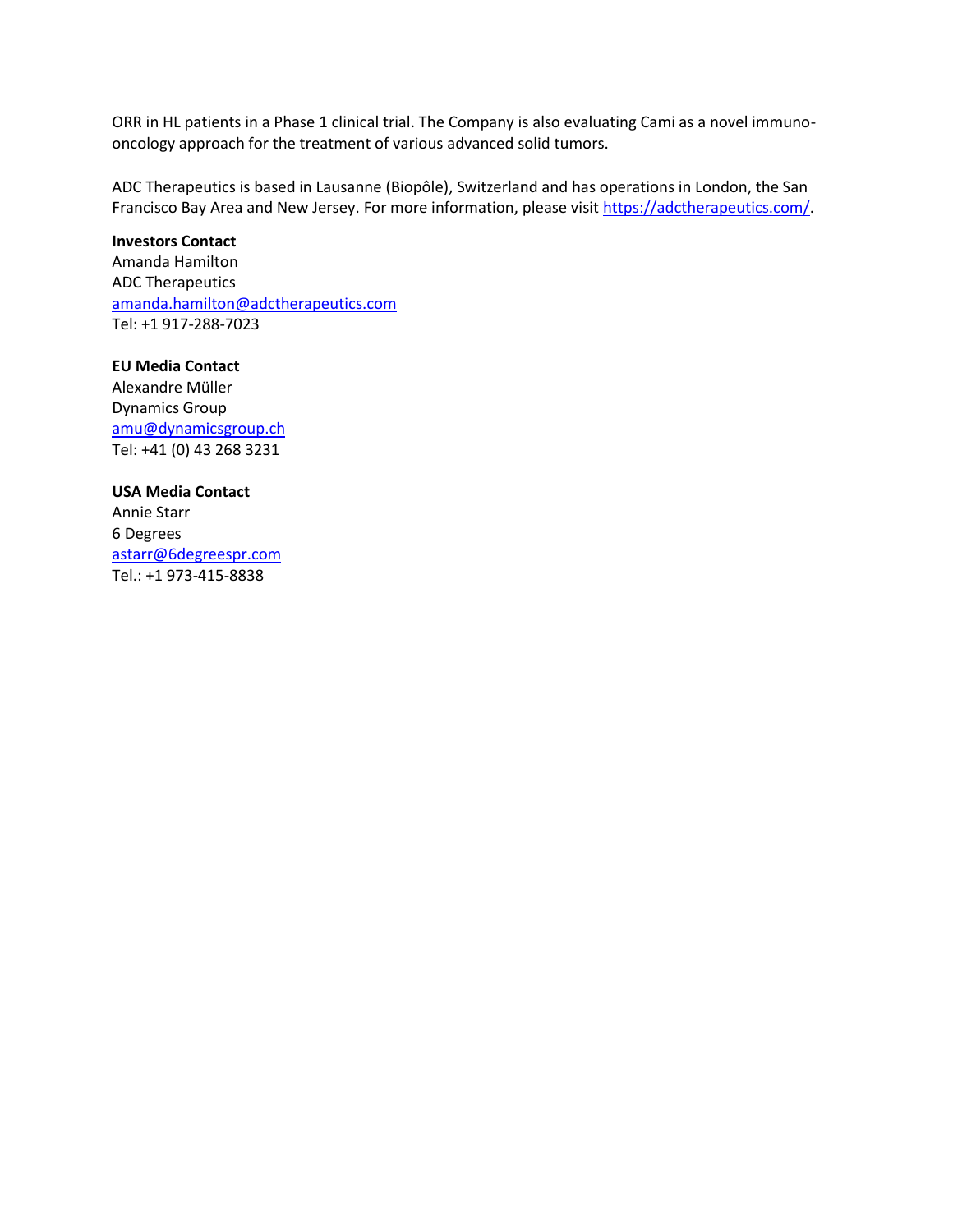ORR in HL patients in a Phase 1 clinical trial. The Company is also evaluating Cami as a novel immuno-oncology approach for the treatment of various advanced solid tumors.

ADC Therapeutics is based in Lausanne (Biopôle), Switzerland and has operations in London, the San Francisco Bay Area and New Jersey. For more information, please visit https://adctherapeutics.com/.

**Investors Contact**
Amanda Hamilton
ADC Therapeutics
amanda.hamilton@adctherapeutics.com
Tel: +1 917-288-7023

**EU Media Contact**
Alexandre Müller
Dynamics Group
amu@dynamicsgroup.ch
Tel: +41 (0) 43 268 3231

**USA Media Contact**
Annie Starr
6 Degrees
astarr@6degreespr.com
Tel.: +1 973-415-8838